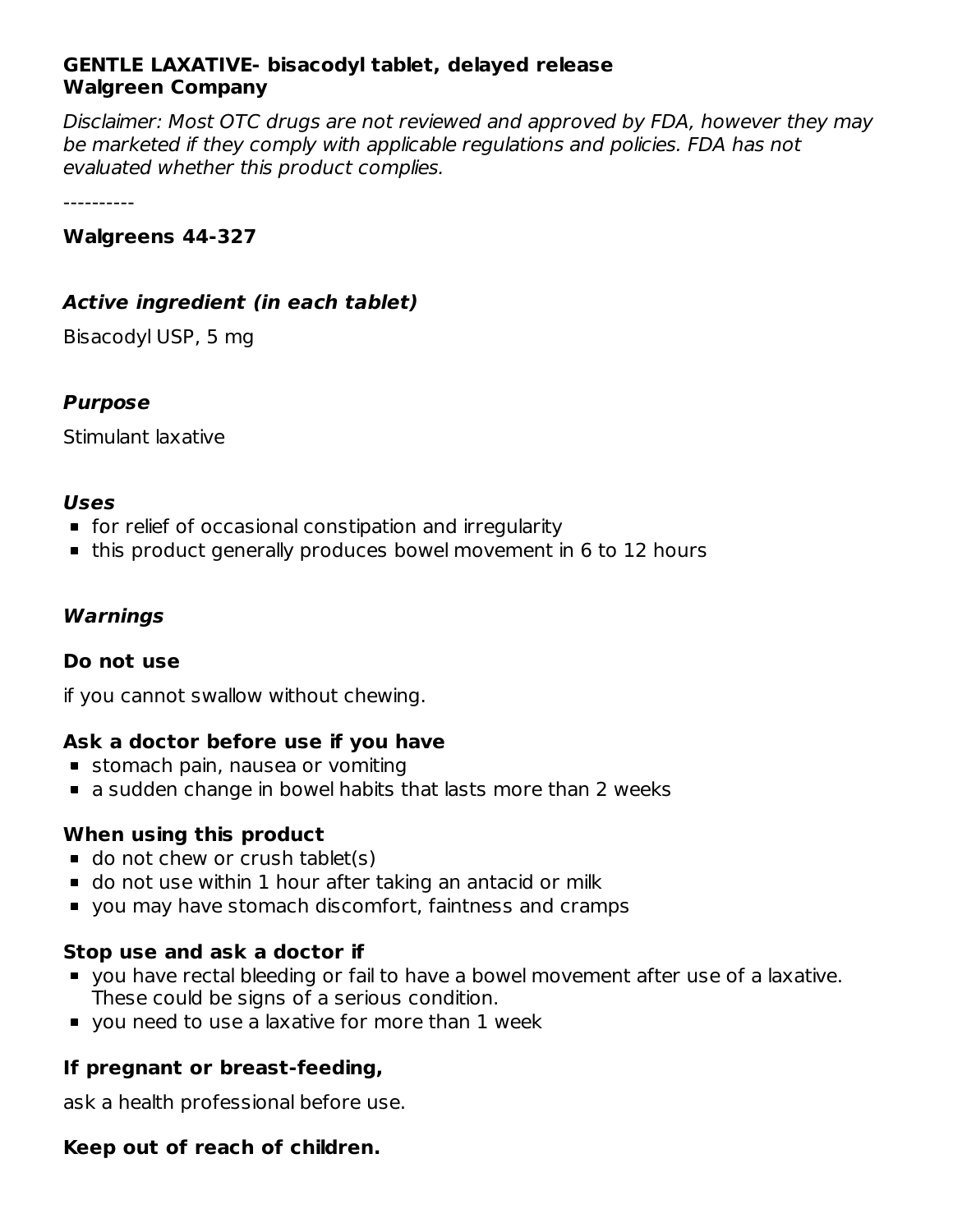**GENTLE LAXATIVE- bisacodyl tablet, delayed release**
**Walgreen Company**

*Disclaimer: Most OTC drugs are not reviewed and approved by FDA, however they may be marketed if they comply with applicable regulations and policies. FDA has not evaluated whether this product complies.*

----------

**Walgreens 44-327**

### *Active ingredient (in each tablet)*

Bisacodyl USP, 5 mg

### *Purpose*

Stimulant laxative

### *Uses*

- for relief of occasional constipation and irregularity
- this product generally produces bowel movement in 6 to 12 hours

### *Warnings*

**Do not use**

if you cannot swallow without chewing.

**Ask a doctor before use if you have**

- stomach pain, nausea or vomiting
- a sudden change in bowel habits that lasts more than 2 weeks

**When using this product**

- do not chew or crush tablet(s)
- do not use within 1 hour after taking an antacid or milk
- you may have stomach discomfort, faintness and cramps

**Stop use and ask a doctor if**

- you have rectal bleeding or fail to have a bowel movement after use of a laxative. These could be signs of a serious condition.
- you need to use a laxative for more than 1 week

**If pregnant or breast-feeding,**

ask a health professional before use.

**Keep out of reach of children.**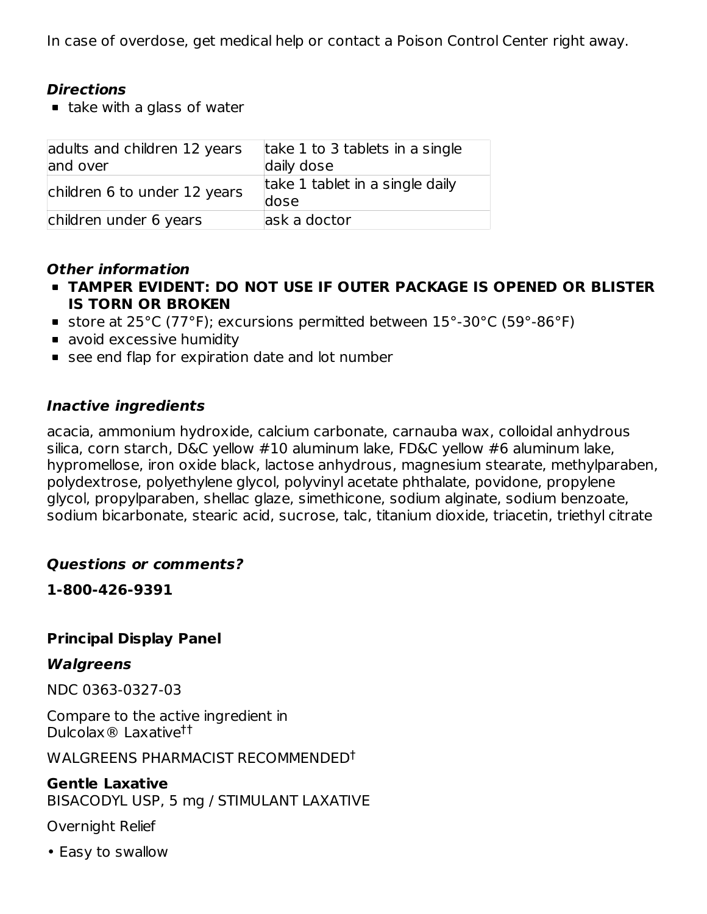In case of overdose, get medical help or contact a Poison Control Center right away.

### *Directions*

- take with a glass of water

| adults and children 12 years and over | take 1 to 3 tablets in a single daily dose |
|---|---|
| children 6 to under 12 years | take 1 tablet in a single daily dose |
| children under 6 years | ask a doctor |

### *Other information*

- **TAMPER EVIDENT: DO NOT USE IF OUTER PACKAGE IS OPENED OR BLISTER IS TORN OR BROKEN**
- store at 25°C (77°F); excursions permitted between 15°-30°C (59°-86°F)
- avoid excessive humidity
- see end flap for expiration date and lot number

### *Inactive ingredients*

acacia, ammonium hydroxide, calcium carbonate, carnauba wax, colloidal anhydrous silica, corn starch, D&C yellow #10 aluminum lake, FD&C yellow #6 aluminum lake, hypromellose, iron oxide black, lactose anhydrous, magnesium stearate, methylparaben, polydextrose, polyethylene glycol, polyvinyl acetate phthalate, povidone, propylene glycol, propylparaben, shellac glaze, simethicone, sodium alginate, sodium benzoate, sodium bicarbonate, stearic acid, sucrose, talc, titanium dioxide, triacetin, triethyl citrate

### *Questions or comments?*

**1-800-426-9391**

### Principal Display Panel

***Walgreens***

NDC 0363-0327-03

Compare to the active ingredient in Dulcolax® Laxative[††]

WALGREENS PHARMACIST RECOMMENDED[†]

**Gentle Laxative**
BISACODYL USP, 5 mg / STIMULANT LAXATIVE

Overnight Relief

• Easy to swallow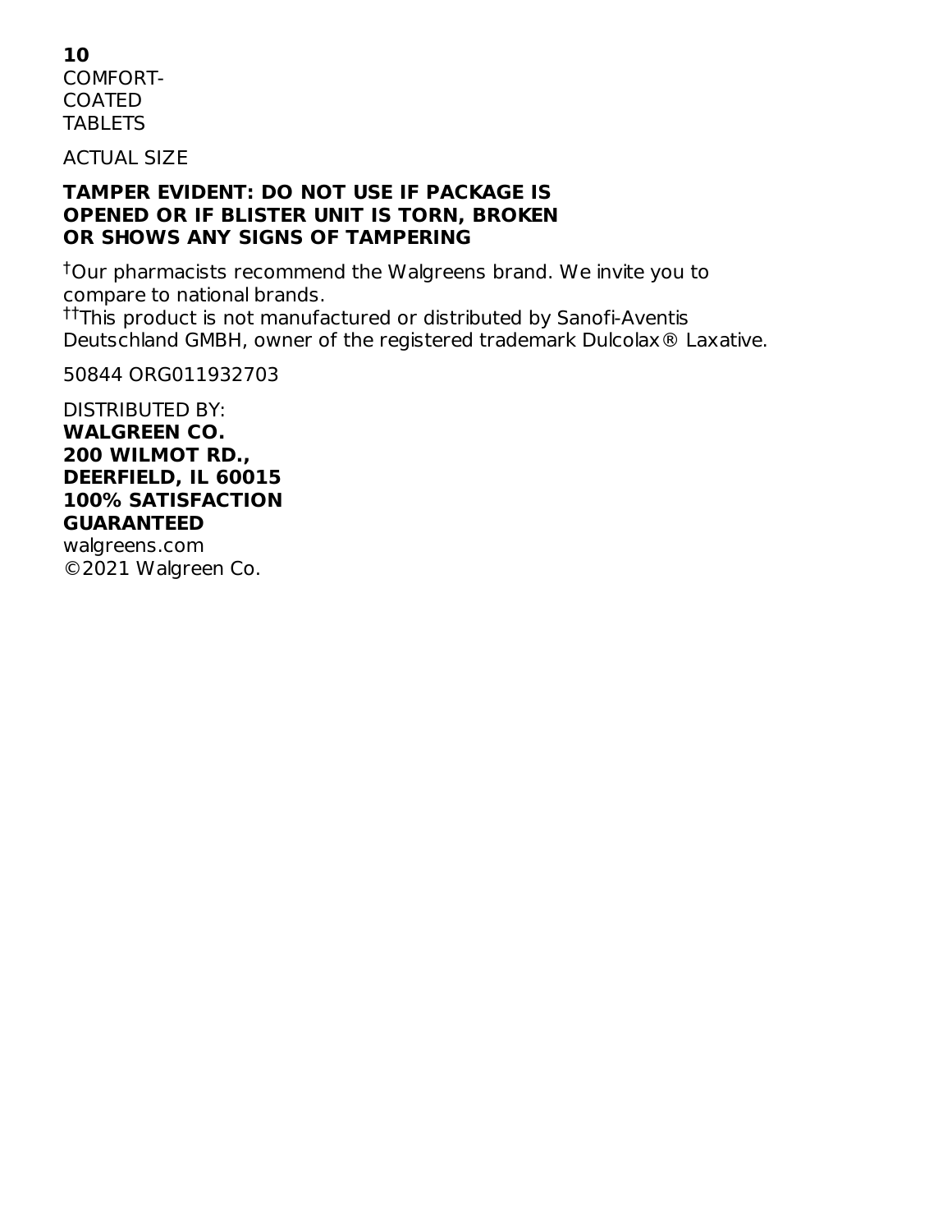**10**
COMFORT-
COATED
TABLETS

ACTUAL SIZE

**TAMPER EVIDENT: DO NOT USE IF PACKAGE IS OPENED OR IF BLISTER UNIT IS TORN, BROKEN OR SHOWS ANY SIGNS OF TAMPERING**

†Our pharmacists recommend the Walgreens brand. We invite you to compare to national brands.
††This product is not manufactured or distributed by Sanofi-Aventis Deutschland GMBH, owner of the registered trademark Dulcolax® Laxative.

50844 ORG011932703

DISTRIBUTED BY:
**WALGREEN CO.**
**200 WILMOT RD.,**
**DEERFIELD, IL 60015**
**100% SATISFACTION GUARANTEED**
walgreens.com
©2021 Walgreen Co.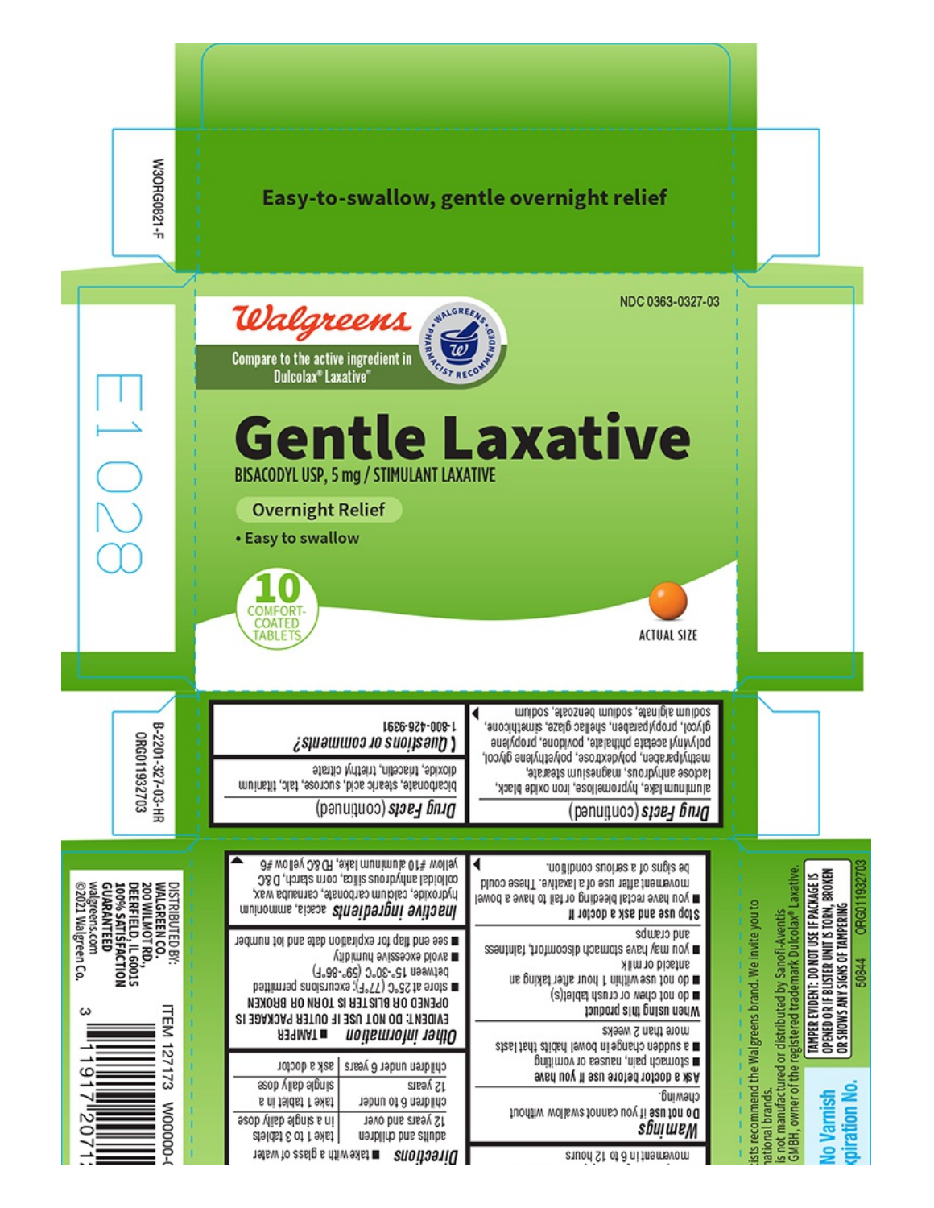Easy-to-swallow, gentle overnight relief

W3ORG0821-F

NDC 0363-0327-03

**Walgreens**

Compare to the active ingredient in Dulcolax® Laxative*

WALGREENS PHARMACIST RECOMMENDED

# Gentle Laxative

BISACODYL USP, 5 mg / STIMULANT LAXATIVE

**Overnight Relief**

- Easy to swallow

10 COMFORT-COATED TABLETS

ACTUAL SIZE

E1028

B-2201-327-03-HR
ORG011932703

### *Drug Facts* (continued)

aluminum lake, hypromellose, iron oxide black, lactose anhydrous, magnesium stearate, methylparaben, polydextrose, polyethylene glycol, polyvinyl acetate phthalate, povidone, propylene glycol, propylparaben, shellac glaze, simethicone, sodium alginate, sodium benzoate, sodium ▶

### *Drug Facts* (continued)

bicarbonate, stearic acid, sucrose, talc, titanium dioxide, triacetin, triethyl citrate

**Questions or comments?**
1-800-426-9391

movement in 6 to 12 hours

### *Warnings*

**Do not use** if you cannot swallow without chewing.

**Ask a doctor before use if you have**
- stomach pain, nausea or vomiting
- a sudden change in bowel habits that lasts more than 2 weeks

**When using this product**
- do not chew or crush tablet(s)
- do not use within 1 hour after taking an antacid or milk
- you may have stomach discomfort, faintness and cramps

**Stop use and ask a doctor if**
- you have rectal bleeding or fail to have a bowel movement after use of a laxative. These could be signs of a serious condition. ▶

### *Directions*
- take with a glass of water

| | |
|---|---|
| adults and children 12 years and over | take 1 to 3 tablets in a single daily dose |
| children 6 to under 12 years | take 1 tablet in a single daily dose |
| children under 6 years | ask a doctor |

### *Other information*
- **TAMPER EVIDENT: DO NOT USE IF OUTER PACKAGE IS OPENED OR BLISTER IS TORN OR BROKEN**
- store at 25°C (77°F); excursions permitted between 15°-30°C (59°-86°F)
- avoid excessive humidity
- see end flap for expiration date and lot number

### *Inactive ingredients*
acacia, ammonium hydroxide, calcium carbonate, carnauba wax, colloidal anhydrous silica, corn starch, D&C yellow #10 aluminum lake, FD&C yellow #6 ▶

DISTRIBUTED BY:
WALGREEN CO.
200 WILMOT RD.,
DEERFIELD, IL 60015
100% SATISFACTION GUARANTEED
walgreens.com
©2021 Walgreen Co.

ITEM 127173 W00000-0

3 11917 20712

...cists recommend the Walgreens brand. We invite you to ...national brands.
...is not manufactured or distributed by Sanofi-Aventis ...GMBH, owner of the registered trademark Dulcolax® Laxative.

**TAMPER EVIDENT: DO NOT USE IF PACKAGE IS OPENED OR IF BLISTER UNIT IS TORN, BROKEN OR SHOWS ANY SIGNS OF TAMPERING**

50844 ORG011932703

No Varnish
...xpiration No.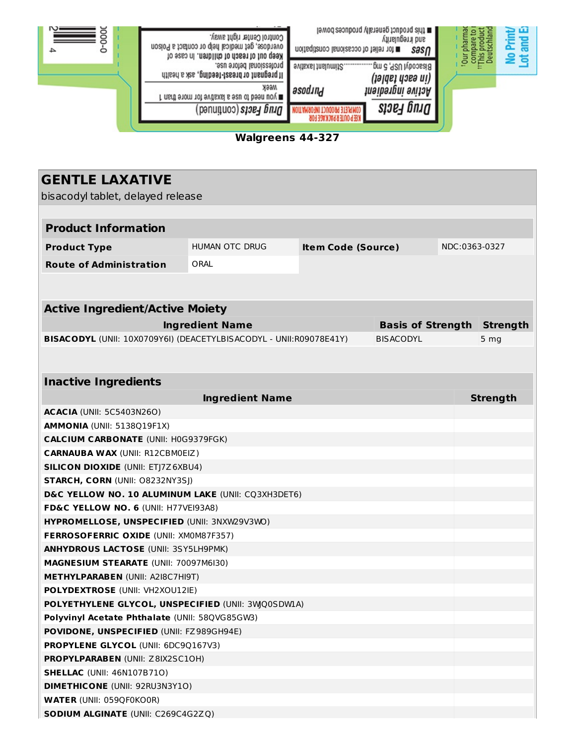Walgreens 44-327

## GENTLE LAXATIVE

bisacodyl tablet, delayed release

| Product Information | | | |
|---|---|---|---|
| **Product Type** | HUMAN OTC DRUG | **Item Code (Source)** | NDC:0363-0327 |
| **Route of Administration** | ORAL | | |

| Active Ingredient/Active Moiety | | |
|---|---|---|
| **Ingredient Name** | **Basis of Strength** | **Strength** |
| **BISACODYL** (UNII: 10X0709Y6I) (DEACETYLBISACODYL - UNII:R09078E41Y) | BISACODYL | 5 mg |

| Inactive Ingredients | |
|---|---|
| **Ingredient Name** | **Strength** |
| **ACACIA** (UNII: 5C5403N26O) | |
| **AMMONIA** (UNII: 5138Q19F1X) | |
| **CALCIUM CARBONATE** (UNII: H0G9379FGK) | |
| **CARNAUBA WAX** (UNII: R12CBM0EIZ) | |
| **SILICON DIOXIDE** (UNII: ETJ7Z6XBU4) | |
| **STARCH, CORN** (UNII: O8232NY3SJ) | |
| **D&C YELLOW NO. 10 ALUMINUM LAKE** (UNII: CQ3XH3DET6) | |
| **FD&C YELLOW NO. 6** (UNII: H77VEI93A8) | |
| **HYPROMELLOSE, UNSPECIFIED** (UNII: 3NXW29V3WO) | |
| **FERROSOFERRIC OXIDE** (UNII: XM0M87F357) | |
| **ANHYDROUS LACTOSE** (UNII: 3SY5LH9PMK) | |
| **MAGNESIUM STEARATE** (UNII: 70097M6I30) | |
| **METHYLPARABEN** (UNII: A2I8C7HI9T) | |
| **POLYDEXTROSE** (UNII: VH2XOU12IE) | |
| **POLYETHYLENE GLYCOL, UNSPECIFIED** (UNII: 3WJQ0SDW1A) | |
| **Polyvinyl Acetate Phthalate** (UNII: 58QVG85GW3) | |
| **POVIDONE, UNSPECIFIED** (UNII: FZ989GH94E) | |
| **PROPYLENE GLYCOL** (UNII: 6DC9Q167V3) | |
| **PROPYLPARABEN** (UNII: Z8IX2SC1OH) | |
| **SHELLAC** (UNII: 46N107B71O) | |
| **DIMETHICONE** (UNII: 92RU3N3Y1O) | |
| **WATER** (UNII: 059QF0KO0R) | |
| **SODIUM ALGINATE** (UNII: C269C4G2ZQ) | |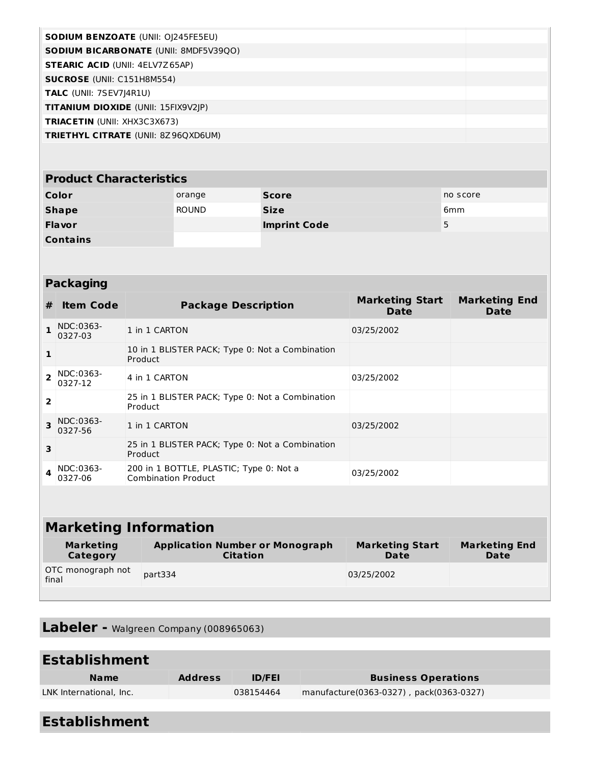| | |
|---|---|
| **SODIUM BENZOATE** (UNII: OJ245FE5EU) | |
| **SODIUM BICARBONATE** (UNII: 8MDF5V39QO) | |
| **STEARIC ACID** (UNII: 4ELV7Z65AP) | |
| **SUCROSE** (UNII: C151H8M554) | |
| **TALC** (UNII: 7SEV7J4R1U) | |
| **TITANIUM DIOXIDE** (UNII: 15FIX9V2JP) | |
| **TRIACETIN** (UNII: XHX3C3X673) | |
| **TRIETHYL CITRATE** (UNII: 8Z96QXD6UM) | |

## Product Characteristics

| | | | |
|---|---|---|---|
| **Color** | orange | **Score** | no score |
| **Shape** | ROUND | **Size** | 6mm |
| **Flavor** | | **Imprint Code** | 5 |
| **Contains** | | | |

## Packaging

| # | Item Code | Package Description | Marketing Start Date | Marketing End Date |
|---|---|---|---|---|
| 1 | NDC:0363-0327-03 | 1 in 1 CARTON | 03/25/2002 | |
| 1 | | 10 in 1 BLISTER PACK; Type 0: Not a Combination Product | | |
| 2 | NDC:0363-0327-12 | 4 in 1 CARTON | 03/25/2002 | |
| 2 | | 25 in 1 BLISTER PACK; Type 0: Not a Combination Product | | |
| 3 | NDC:0363-0327-56 | 1 in 1 CARTON | 03/25/2002 | |
| 3 | | 25 in 1 BLISTER PACK; Type 0: Not a Combination Product | | |
| 4 | NDC:0363-0327-06 | 200 in 1 BOTTLE, PLASTIC; Type 0: Not a Combination Product | 03/25/2002 | |

## Marketing Information

| Marketing Category | Application Number or Monograph Citation | Marketing Start Date | Marketing End Date |
|---|---|---|---|
| OTC monograph not final | part334 | 03/25/2002 | |

## Labeler - Walgreen Company (008965063)

## Establishment

| Name | Address | ID/FEI | Business Operations |
|---|---|---|---|
| LNK International, Inc. | | 038154464 | manufacture(0363-0327) , pack(0363-0327) |

## Establishment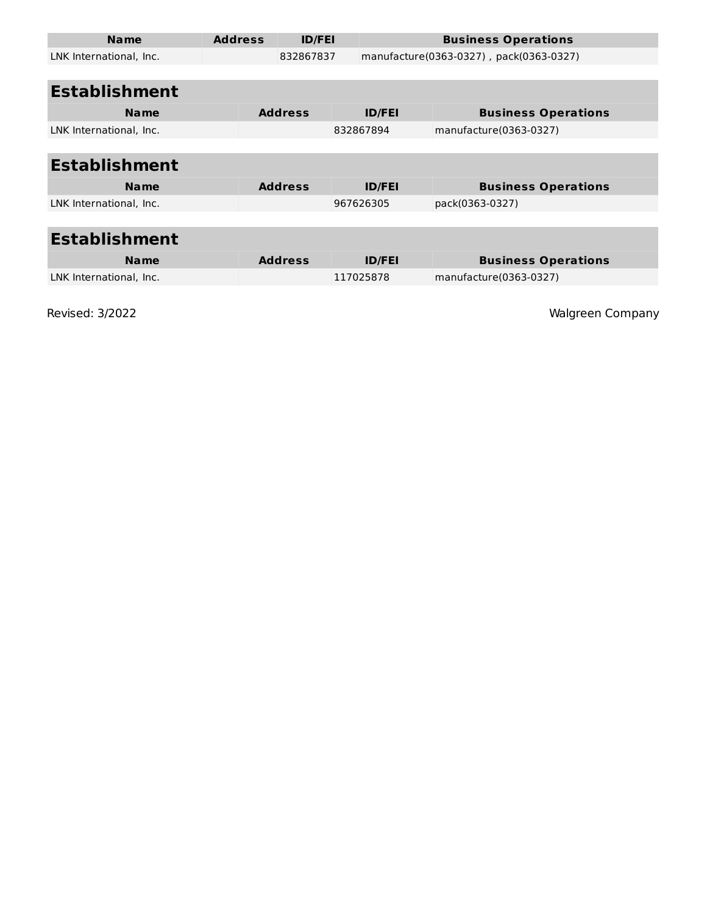| Name | Address | ID/FEI | Business Operations |
| --- | --- | --- | --- |
| LNK International, Inc. | | 832867837 | manufacture(0363-0327) , pack(0363-0327) |

## Establishment

| Name | Address | ID/FEI | Business Operations |
| --- | --- | --- | --- |
| LNK International, Inc. | | 832867894 | manufacture(0363-0327) |

## Establishment

| Name | Address | ID/FEI | Business Operations |
| --- | --- | --- | --- |
| LNK International, Inc. | | 967626305 | pack(0363-0327) |

## Establishment

| Name | Address | ID/FEI | Business Operations |
| --- | --- | --- | --- |
| LNK International, Inc. | | 117025878 | manufacture(0363-0327) |

Revised: 3/2022

Walgreen Company